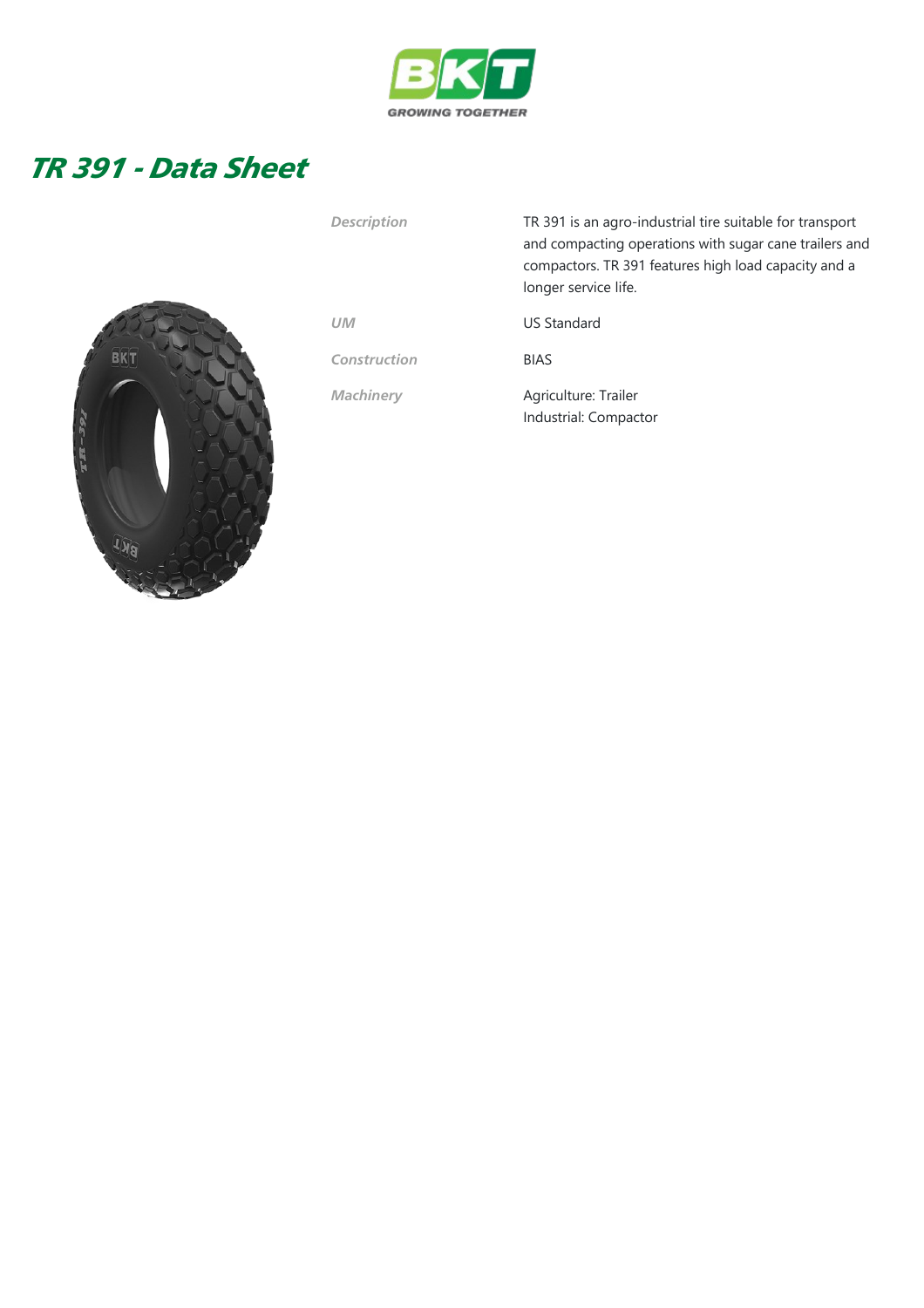# TR 391 - Data Sheet

| | |
|---|---|
| *Description* | TR 391 is an agro-industrial tire suitable for transport and compacting operations with sugar cane trailers and compactors. TR 391 features high load capacity and a longer service life. |
| *UM* | US Standard |
| *Construction* | BIAS |
| *Machinery* | Agriculture: Trailer<br>Industrial: Compactor |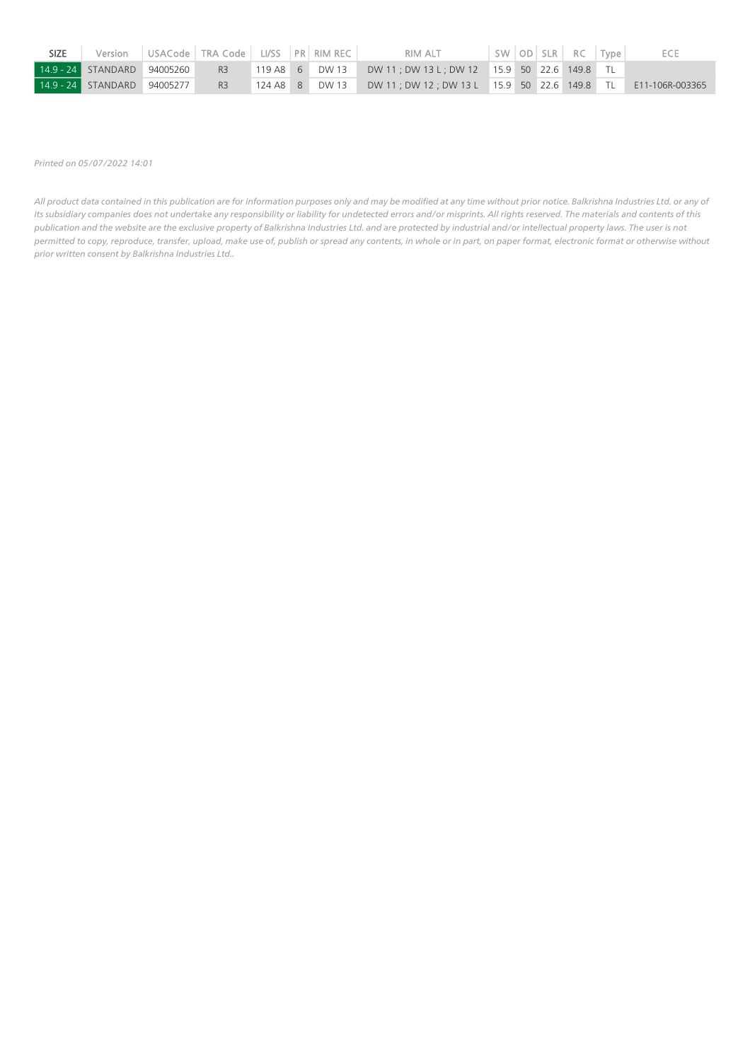| SIZE | Version | USACode | TRA Code | LI/SS | PR | RIM REC | RIM ALT | SW | OD | SLR | RC | Type | ECE |
|---|---|---|---|---|---|---|---|---|---|---|---|---|---|
| 14.9 - 24 | STANDARD | 94005260 | R3 | 119 A8 | 6 | DW 13 | DW 11 ; DW 13 L ; DW 12 | 15.9 | 50 | 22.6 | 149.8 | TL | |
| 14.9 - 24 | STANDARD | 94005277 | R3 | 124 A8 | 8 | DW 13 | DW 11 ; DW 12 ; DW 13 L | 15.9 | 50 | 22.6 | 149.8 | TL | E11-106R-003365 |

*Printed on 05/07/2022 14:01*

*All product data contained in this publication are for information purposes only and may be modified at any time without prior notice. Balkrishna Industries Ltd. or any of its subsidiary companies does not undertake any responsibility or liability for undetected errors and/or misprints. All rights reserved. The materials and contents of this publication and the website are the exclusive property of Balkrishna Industries Ltd. and are protected by industrial and/or intellectual property laws. The user is not permitted to copy, reproduce, transfer, upload, make use of, publish or spread any contents, in whole or in part, on paper format, electronic format or otherwise without prior written consent by Balkrishna Industries Ltd..*